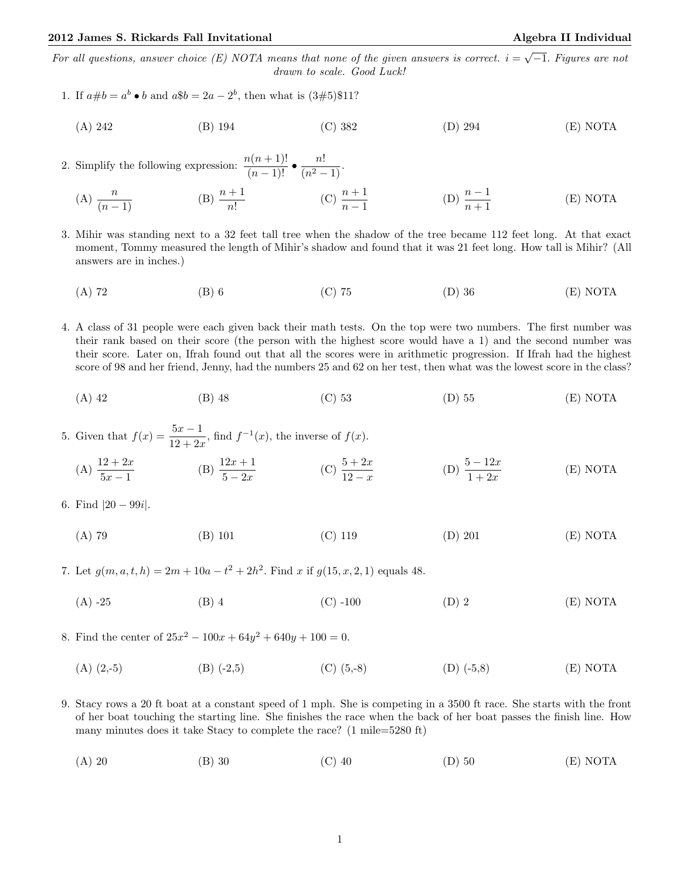**2012 James S. Rickards Fall Invitational** **Algebra II Individual**

*For all questions, answer choice (E) NOTA means that none of the given answers is correct. $i = \sqrt{-1}$. Figures are not drawn to scale. Good Luck!*

1. If $a\#b = a^b \bullet b$ and $a\$b = 2a - 2^b$, then what is $(3\#5)\$11$?

   (A) 242 (B) 194 (C) 382 (D) 294 (E) NOTA

2. Simplify the following expression: $\dfrac{n(n+1)!}{(n-1)!} \bullet \dfrac{n!}{(n^2-1)}$.

   (A) $\dfrac{n}{(n-1)}$ (B) $\dfrac{n+1}{n!}$ (C) $\dfrac{n+1}{n-1}$ (D) $\dfrac{n-1}{n+1}$ (E) NOTA

3. Mihir was standing next to a 32 feet tall tree when the shadow of the tree became 112 feet long. At that exact moment, Tommy measured the length of Mihir's shadow and found that it was 21 feet long. How tall is Mihir? (All answers are in inches.)

   (A) 72 (B) 6 (C) 75 (D) 36 (E) NOTA

4. A class of 31 people were each given back their math tests. On the top were two numbers. The first number was their rank based on their score (the person with the highest score would have a 1) and the second number was their score. Later on, Ifrah found out that all the scores were in arithmetic progression. If Ifrah had the highest score of 98 and her friend, Jenny, had the numbers 25 and 62 on her test, then what was the lowest score in the class?

   (A) 42 (B) 48 (C) 53 (D) 55 (E) NOTA

5. Given that $f(x) = \dfrac{5x-1}{12+2x}$, find $f^{-1}(x)$, the inverse of $f(x)$.

   (A) $\dfrac{12+2x}{5x-1}$ (B) $\dfrac{12x+1}{5-2x}$ (C) $\dfrac{5+2x}{12-x}$ (D) $\dfrac{5-12x}{1+2x}$ (E) NOTA

6. Find $|20 - 99i|$.

   (A) 79 (B) 101 (C) 119 (D) 201 (E) NOTA

7. Let $g(m, a, t, h) = 2m + 10a - t^2 + 2h^2$. Find $x$ if $g(15, x, 2, 1)$ equals 48.

   (A) -25 (B) 4 (C) -100 (D) 2 (E) NOTA

8. Find the center of $25x^2 - 100x + 64y^2 + 640y + 100 = 0$.

   (A) (2,-5) (B) (-2,5) (C) (5,-8) (D) (-5,8) (E) NOTA

9. Stacy rows a 20 ft boat at a constant speed of 1 mph. She is competing in a 3500 ft race. She starts with the front of her boat touching the starting line. She finishes the race when the back of her boat passes the finish line. How many minutes does it take Stacy to complete the race? (1 mile=5280 ft)

   (A) 20 (B) 30 (C) 40 (D) 50 (E) NOTA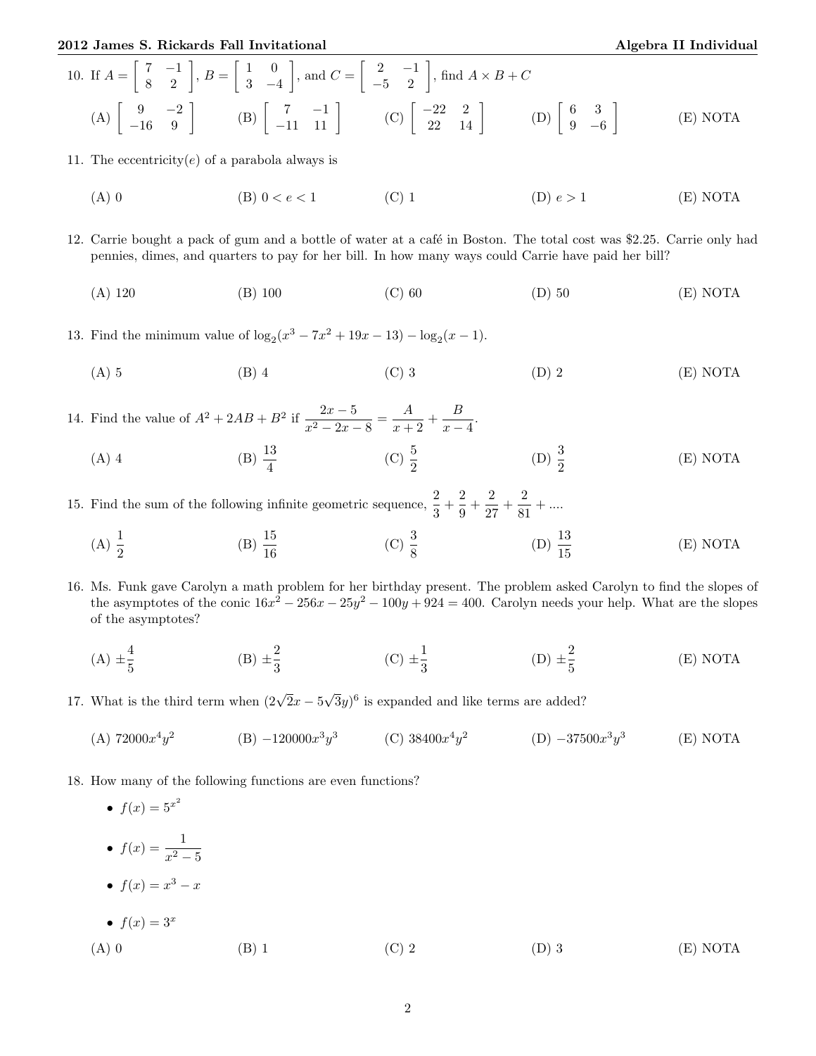10. If $A = \begin{bmatrix} 7 & -1 \\ 8 & 2 \end{bmatrix}$, $B = \begin{bmatrix} 1 & 0 \\ 3 & -4 \end{bmatrix}$, and $C = \begin{bmatrix} 2 & -1 \\ -5 & 2 \end{bmatrix}$, find $A \times B + C$

(A) $\begin{bmatrix} 9 & -2 \\ -16 & 9 \end{bmatrix}$ (B) $\begin{bmatrix} 7 & -1 \\ -11 & 11 \end{bmatrix}$ (C) $\begin{bmatrix} -22 & 2 \\ 22 & 14 \end{bmatrix}$ (D) $\begin{bmatrix} 6 & 3 \\ 9 & -6 \end{bmatrix}$ (E) NOTA

11. The eccentricity($e$) of a parabola always is

(A) 0 (B) $0 < e < 1$ (C) 1 (D) $e > 1$ (E) NOTA

12. Carrie bought a pack of gum and a bottle of water at a café in Boston. The total cost was \$2.25. Carrie only had pennies, dimes, and quarters to pay for her bill. In how many ways could Carrie have paid her bill?

(A) 120 (B) 100 (C) 60 (D) 50 (E) NOTA

13. Find the minimum value of $\log_2(x^3 - 7x^2 + 19x - 13) - \log_2(x - 1)$.

(A) 5 (B) 4 (C) 3 (D) 2 (E) NOTA

14. Find the value of $A^2 + 2AB + B^2$ if $\dfrac{2x-5}{x^2-2x-8} = \dfrac{A}{x+2} + \dfrac{B}{x-4}$.

(A) 4 (B) $\dfrac{13}{4}$ (C) $\dfrac{5}{2}$ (D) $\dfrac{3}{2}$ (E) NOTA

15. Find the sum of the following infinite geometric sequence, $\dfrac{2}{3} + \dfrac{2}{9} + \dfrac{2}{27} + \dfrac{2}{81} + ....$

(A) $\dfrac{1}{2}$ (B) $\dfrac{15}{16}$ (C) $\dfrac{3}{8}$ (D) $\dfrac{13}{15}$ (E) NOTA

16. Ms. Funk gave Carolyn a math problem for her birthday present. The problem asked Carolyn to find the slopes of the asymptotes of the conic $16x^2 - 256x - 25y^2 - 100y + 924 = 400$. Carolyn needs your help. What are the slopes of the asymptotes?

(A) $\pm\dfrac{4}{5}$ (B) $\pm\dfrac{2}{3}$ (C) $\pm\dfrac{1}{3}$ (D) $\pm\dfrac{2}{5}$ (E) NOTA

17. What is the third term when $(2\sqrt{2}x - 5\sqrt{3}y)^6$ is expanded and like terms are added?

(A) $72000x^4y^2$ (B) $-120000x^3y^3$ (C) $38400x^4y^2$ (D) $-37500x^3y^3$ (E) NOTA

18. How many of the following functions are even functions?

- $f(x) = 5^{x^2}$
- $f(x) = \dfrac{1}{x^2 - 5}$
- $f(x) = x^3 - x$
- $f(x) = 3^x$

(A) 0 (B) 1 (C) 2 (D) 3 (E) NOTA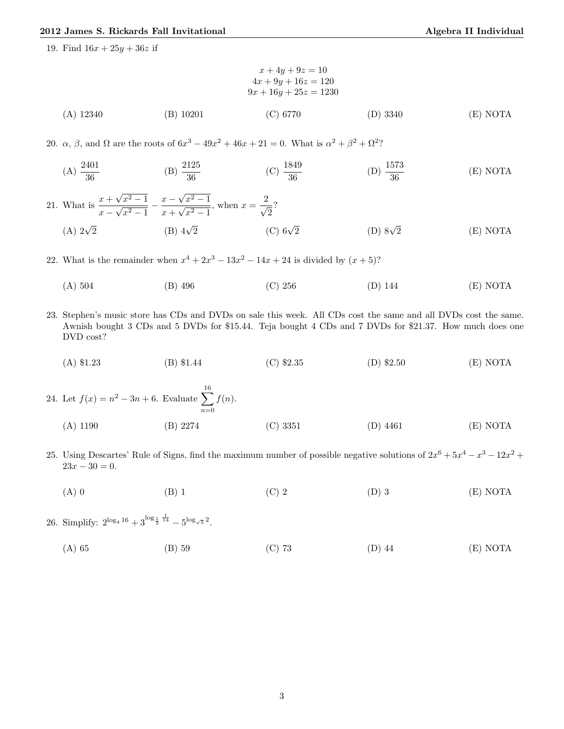19. Find $16x + 25y + 36z$ if

$$x + 4y + 9z = 10$$
$$4x + 9y + 16z = 120$$
$$9x + 16y + 25z = 1230$$

(A) 12340 (B) 10201 (C) 6770 (D) 3340 (E) NOTA

20. $\alpha$, $\beta$, and $\Omega$ are the roots of $6x^3 - 49x^2 + 46x + 21 = 0$. What is $\alpha^2 + \beta^2 + \Omega^2$?

(A) $\frac{2401}{36}$ (B) $\frac{2125}{36}$ (C) $\frac{1849}{36}$ (D) $\frac{1573}{36}$ (E) NOTA

21. What is $\frac{x + \sqrt{x^2 - 1}}{x - \sqrt{x^2 - 1}} - \frac{x - \sqrt{x^2 - 1}}{x + \sqrt{x^2 - 1}}$, when $x = \frac{2}{\sqrt{2}}$?

(A) $2\sqrt{2}$ (B) $4\sqrt{2}$ (C) $6\sqrt{2}$ (D) $8\sqrt{2}$ (E) NOTA

22. What is the remainder when $x^4 + 2x^3 - 13x^2 - 14x + 24$ is divided by $(x + 5)$?

(A) 504 (B) 496 (C) 256 (D) 144 (E) NOTA

23. Stephen's music store has CDs and DVDs on sale this week. All CDs cost the same and all DVDs cost the same. Awnish bought 3 CDs and 5 DVDs for \$15.44. Teja bought 4 CDs and 7 DVDs for \$21.37. How much does one DVD cost?

(A) \$1.23 (B) \$1.44 (C) \$2.35 (D) \$2.50 (E) NOTA

24. Let $f(x) = n^2 - 3n + 6$. Evaluate $\sum_{n=0}^{16} f(n)$.

(A) 1190 (B) 2274 (C) 3351 (D) 4461 (E) NOTA

25. Using Descartes' Rule of Signs, find the maximum number of possible negative solutions of $2x^6 + 5x^4 - x^3 - 12x^2 + 23x - 30 = 0$.

(A) 0 (B) 1 (C) 2 (D) 3 (E) NOTA

26. Simplify: $2^{\log_4 16} + 3^{\log_{\frac{1}{3}} \frac{1}{14}} - 5^{\log_{\sqrt{5}} 2}$.

(A) 65 (B) 59 (C) 73 (D) 44 (E) NOTA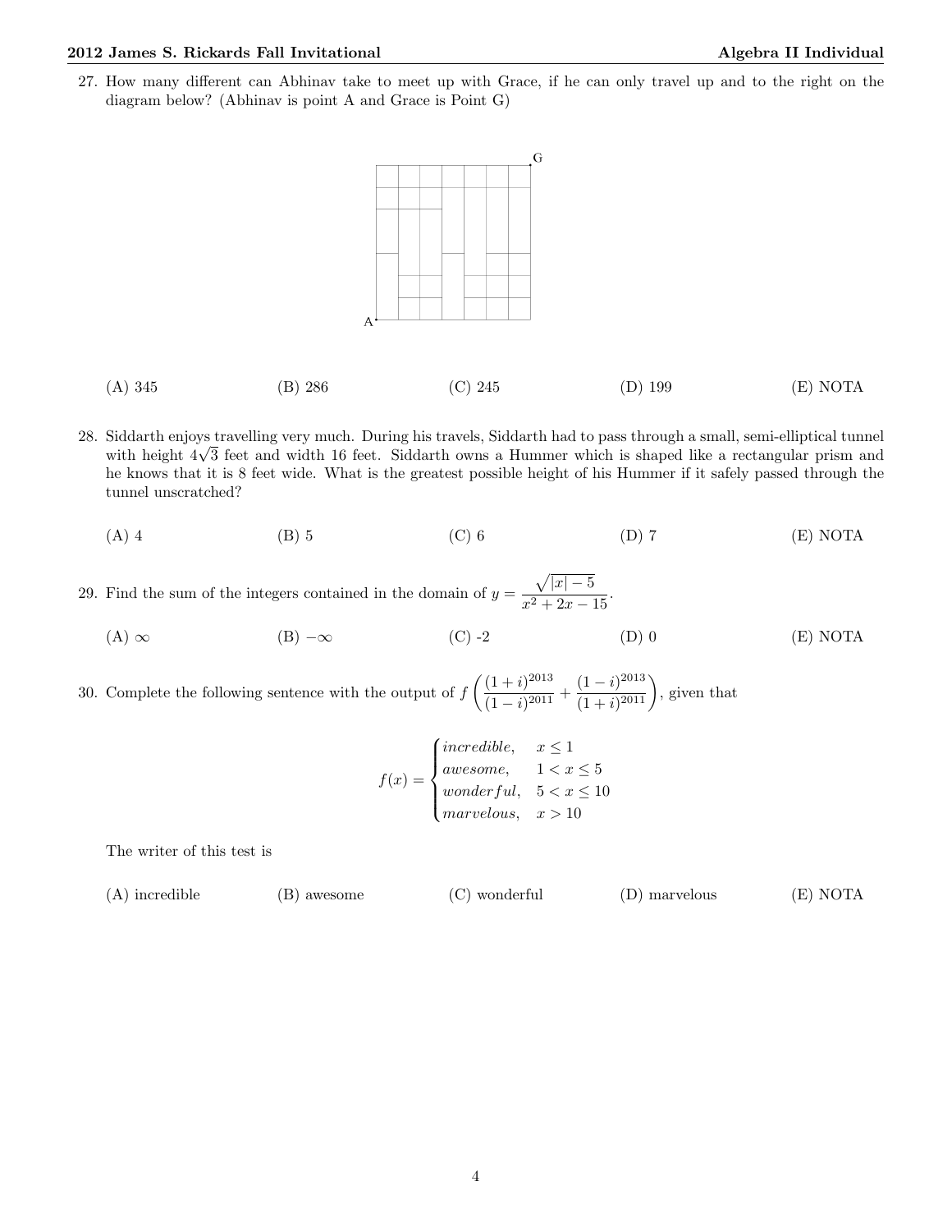27. How many different can Abhinav take to meet up with Grace, if he can only travel up and to the right on the diagram below? (Abhinav is point A and Grace is Point G)

G

A

(A) 345 (B) 286 (C) 245 (D) 199 (E) NOTA

28. Siddarth enjoys travelling very much. During his travels, Siddarth had to pass through a small, semi-elliptical tunnel with height $4\sqrt{3}$ feet and width 16 feet. Siddarth owns a Hummer which is shaped like a rectangular prism and he knows that it is 8 feet wide. What is the greatest possible height of his Hummer if it safely passed through the tunnel unscratched?

(A) 4 (B) 5 (C) 6 (D) 7 (E) NOTA

29. Find the sum of the integers contained in the domain of $y = \dfrac{\sqrt{|x| - 5}}{x^2 + 2x - 15}$.

(A) $\infty$ (B) $-\infty$ (C) -2 (D) 0 (E) NOTA

30. Complete the following sentence with the output of $f\left(\dfrac{(1+i)^{2013}}{(1-i)^{2011}} + \dfrac{(1-i)^{2013}}{(1+i)^{2011}}\right)$, given that

$$f(x) = \begin{cases} incredible, & x \leq 1 \\ awesome, & 1 < x \leq 5 \\ wonderful, & 5 < x \leq 10 \\ marvelous, & x > 10 \end{cases}$$

The writer of this test is

(A) incredible (B) awesome (C) wonderful (D) marvelous (E) NOTA